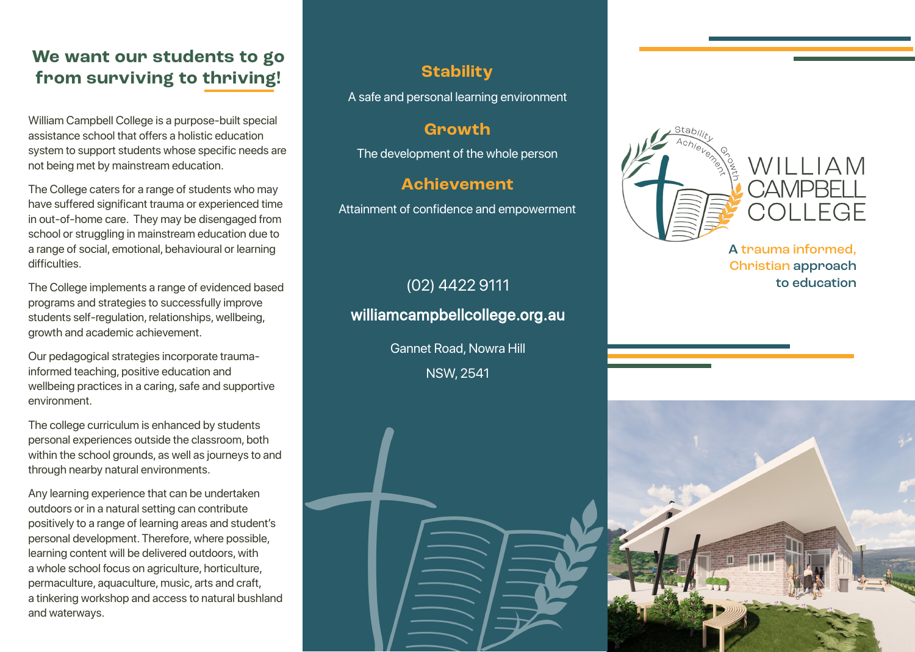## We want our students to go from surviving to thriving!

William Campbell College is a purpose-built special assistance school that offers a holistic education system to support students whose specific needs are not being met by mainstream education.

The College caters for a range of students who may have suffered significant trauma or experienced time in out-of-home care. They may be disengaged from school or struggling in mainstream education due to a range of social, emotional, behavioural or learning difficulties.

The College implements a range of evidenced based programs and strategies to successfully improve students self-regulation, relationships, wellbeing, growth and academic achievement.

Our pedagogical strategies incorporate trauma-informed teaching, positive education and wellbeing practices in a caring, safe and supportive environment.

The college curriculum is enhanced by students personal experiences outside the classroom, both within the school grounds, as well as journeys to and through nearby natural environments.

Any learning experience that can be undertaken outdoors or in a natural setting can contribute positively to a range of learning areas and student's personal development. Therefore, where possible, learning content will be delivered outdoors, with a whole school focus on agriculture, horticulture, permaculture, aquaculture, music, arts and craft, a tinkering workshop and access to natural bushland and waterways.

### Stability

A safe and personal learning environment

### Growth

The development of the whole person

### Achievement

Attainment of confidence and empowerment

(02) 4422 9111

**williamcampbellcollege.org.au**

Gannet Road, Nowra Hill

NSW, 2541

Stability Achievement Growth

# WILLIAM CAMPBELL COLLEGE

**A trauma informed, Christian approach to education**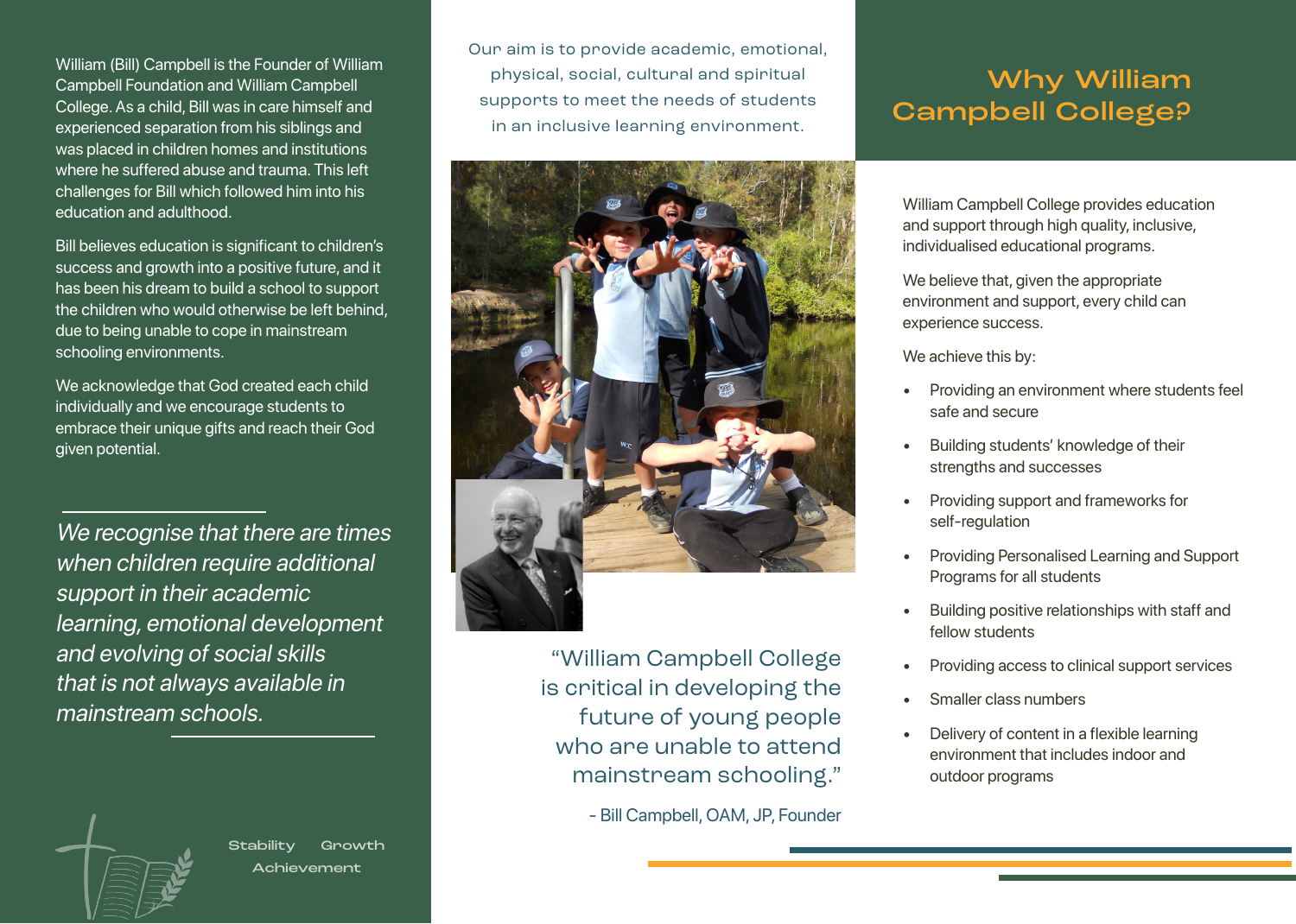William (Bill) Campbell is the Founder of William Campbell Foundation and William Campbell College. As a child, Bill was in care himself and experienced separation from his siblings and was placed in children homes and institutions where he suffered abuse and trauma. This left challenges for Bill which followed him into his education and adulthood.

Bill believes education is significant to children's success and growth into a positive future, and it has been his dream to build a school to support the children who would otherwise be left behind, due to being unable to cope in mainstream schooling environments.

We acknowledge that God created each child individually and we encourage students to embrace their unique gifts and reach their God given potential.

*We recognise that there are times when children require additional support in their academic learning, emotional development and evolving of social skills that is not always available in mainstream schools.*

Stability Growth Achievement

Our aim is to provide academic, emotional, physical, social, cultural and spiritual supports to meet the needs of students in an inclusive learning environment.

"William Campbell College is critical in developing the future of young people who are unable to attend mainstream schooling."

- Bill Campbell, OAM, JP, Founder

## Why William Campbell College?

William Campbell College provides education and support through high quality, inclusive, individualised educational programs.

We believe that, given the appropriate environment and support, every child can experience success.

We achieve this by:

- Providing an environment where students feel safe and secure
- Building students' knowledge of their strengths and successes
- Providing support and frameworks for self-regulation
- Providing Personalised Learning and Support Programs for all students
- Building positive relationships with staff and fellow students
- Providing access to clinical support services
- Smaller class numbers
- Delivery of content in a flexible learning environment that includes indoor and outdoor programs